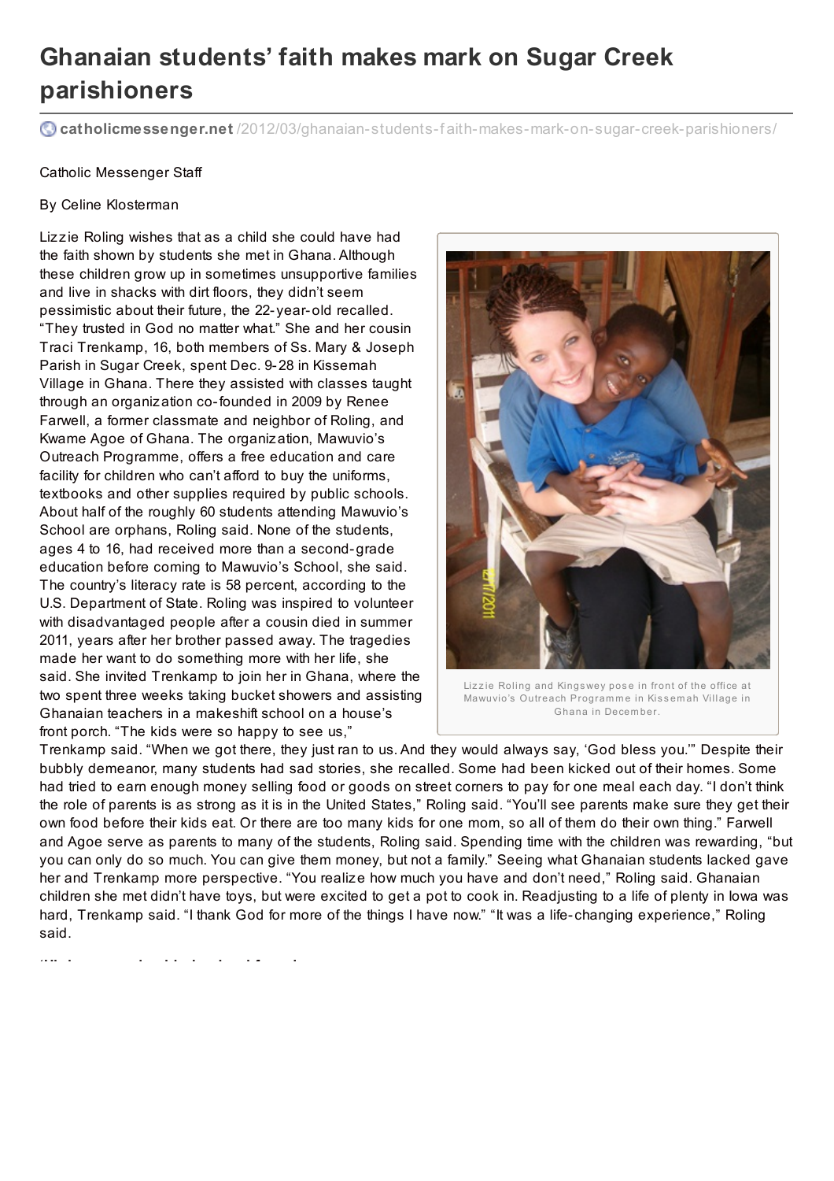# Ghanaian students' faith makes mark on Sugar Creek parishioners

catholicmessenger.net/2012/03/ghanaian-students-faith-makes-mark-on-sugar-creek-parishioners/

Catholic Messenger Staff

By Celine Klosterman

Lizzie Roling wishes that as a child she could have had the faith shown by students she met in Ghana. Although these children grow up in sometimes unsupportive families and live in shacks with dirt floors, they didn't seem pessimistic about their future, the 22-year-old recalled. "They trusted in God no matter what." She and her cousin Traci Trenkamp, 16, both members of Ss. Mary & Joseph Parish in Sugar Creek, spent Dec. 9-28 in Kissemah Village in Ghana. There they assisted with classes taught through an organization co-founded in 2009 by Renee Farwell, a former classmate and neighbor of Roling, and Kwame Agoe of Ghana. The organization, Mawuvio's Outreach Programme, offers a free education and care facility for children who can't afford to buy the uniforms, textbooks and other supplies required by public schools. About half of the roughly 60 students attending Mawuvio's School are orphans, Roling said. None of the students, ages 4 to 16, had received more than a second-grade education before coming to Mawuvio's School, she said. The country's literacy rate is 58 percent, according to the U.S. Department of State. Roling was inspired to volunteer with disadvantaged people after a cousin died in summer 2011, years after her brother passed away. The tragedies made her want to do something more with her life, she said. She invited Trenkamp to join her in Ghana, where the two spent three weeks taking bucket showers and assisting Ghanaian teachers in a makeshift school on a house's front porch. "The kids were so happy to see us," Trenkamp said. "When we got there, they just ran to us. And they would always say, 'God bless you.'" Despite their bubbly demeanor, many students had sad stories, she recalled. Some had been kicked out of their homes. Some had tried to earn enough money selling food or goods on street corners to pay for one meal each day. "I don't think the role of parents is as strong as it is in the United States," Roling said. "You'll see parents make sure they get their own food before their kids eat. Or there are too many kids for one mom, so all of them do their own thing." Farwell and Agoe serve as parents to many of the students, Roling said. Spending time with the children was rewarding, "but you can only do so much. You can give them money, but not a family." Seeing what Ghanaian students lacked gave her and Trenkamp more perspective. "You realize how much you have and don't need," Roling said. Ghanaian children she met didn't have toys, but were excited to get a pot to cook in. Readjusting to a life of plenty in Iowa was hard, Trenkamp said. "I thank God for more of the things I have now." "It was a life-changing experience," Roling said.

Lizzie Roling and Kingswey pose in front of the office at Mawuvio's Outreach Programme in Kissemah Village in Ghana in December.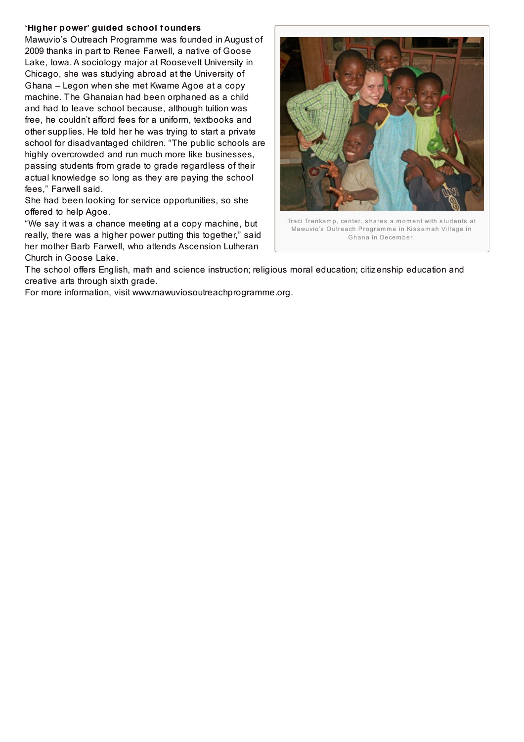**'Higher power' guided school founders**

Mawuvio's Outreach Programme was founded in August of 2009 thanks in part to Renee Farwell, a native of Goose Lake, Iowa. A sociology major at Roosevelt University in Chicago, she was studying abroad at the University of Ghana – Legon when she met Kwame Agoe at a copy machine. The Ghanaian had been orphaned as a child and had to leave school because, although tuition was free, he couldn't afford fees for a uniform, textbooks and other supplies. He told her he was trying to start a private school for disadvantaged children. "The public schools are highly overcrowded and run much more like businesses, passing students from grade to grade regardless of their actual knowledge so long as they are paying the school fees," Farwell said.

She had been looking for service opportunities, so she offered to help Agoe.

"We say it was a chance meeting at a copy machine, but really, there was a higher power putting this together," said her mother Barb Farwell, who attends Ascension Lutheran Church in Goose Lake.

Traci Trenkamp, center, shares a moment with students at Mawuvio's Outreach Programme in Kissemah Village in Ghana in December.

The school offers English, math and science instruction; religious moral education; citizenship education and creative arts through sixth grade.

For more information, visit www.mawuviosoutreachprogramme.org.